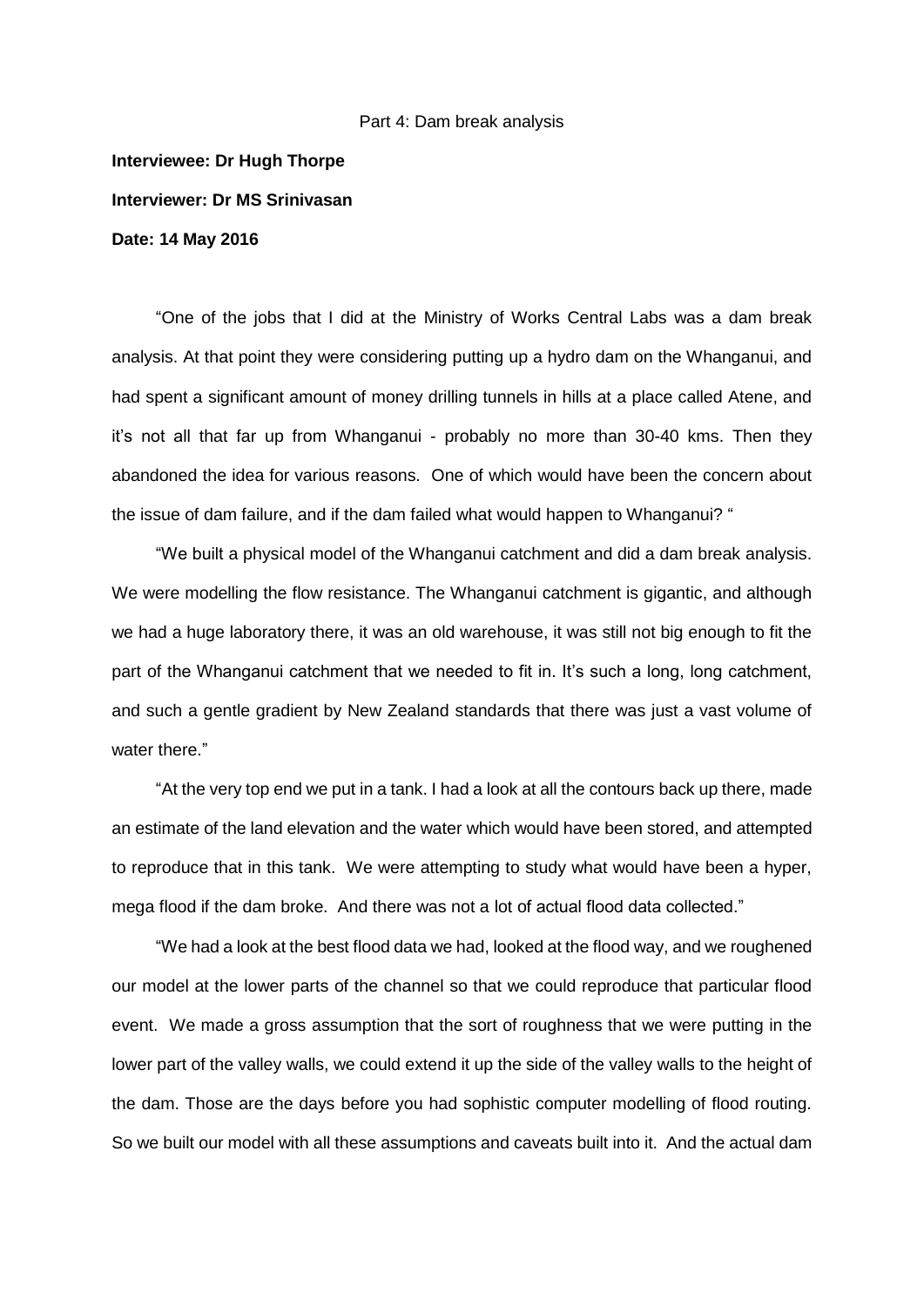Part 4: Dam break analysis

**Interviewee: Dr Hugh Thorpe**

**Interviewer: Dr MS Srinivasan**

**Date: 14 May 2016**

"One of the jobs that I did at the Ministry of Works Central Labs was a dam break analysis. At that point they were considering putting up a hydro dam on the Whanganui, and had spent a significant amount of money drilling tunnels in hills at a place called Atene, and it's not all that far up from Whanganui - probably no more than 30-40 kms. Then they abandoned the idea for various reasons. One of which would have been the concern about the issue of dam failure, and if the dam failed what would happen to Whanganui? "

"We built a physical model of the Whanganui catchment and did a dam break analysis. We were modelling the flow resistance. The Whanganui catchment is gigantic, and although we had a huge laboratory there, it was an old warehouse, it was still not big enough to fit the part of the Whanganui catchment that we needed to fit in. It's such a long, long catchment, and such a gentle gradient by New Zealand standards that there was just a vast volume of water there."

"At the very top end we put in a tank. I had a look at all the contours back up there, made an estimate of the land elevation and the water which would have been stored, and attempted to reproduce that in this tank. We were attempting to study what would have been a hyper, mega flood if the dam broke. And there was not a lot of actual flood data collected."

"We had a look at the best flood data we had, looked at the flood way, and we roughened our model at the lower parts of the channel so that we could reproduce that particular flood event. We made a gross assumption that the sort of roughness that we were putting in the lower part of the valley walls, we could extend it up the side of the valley walls to the height of the dam. Those are the days before you had sophistic computer modelling of flood routing. So we built our model with all these assumptions and caveats built into it. And the actual dam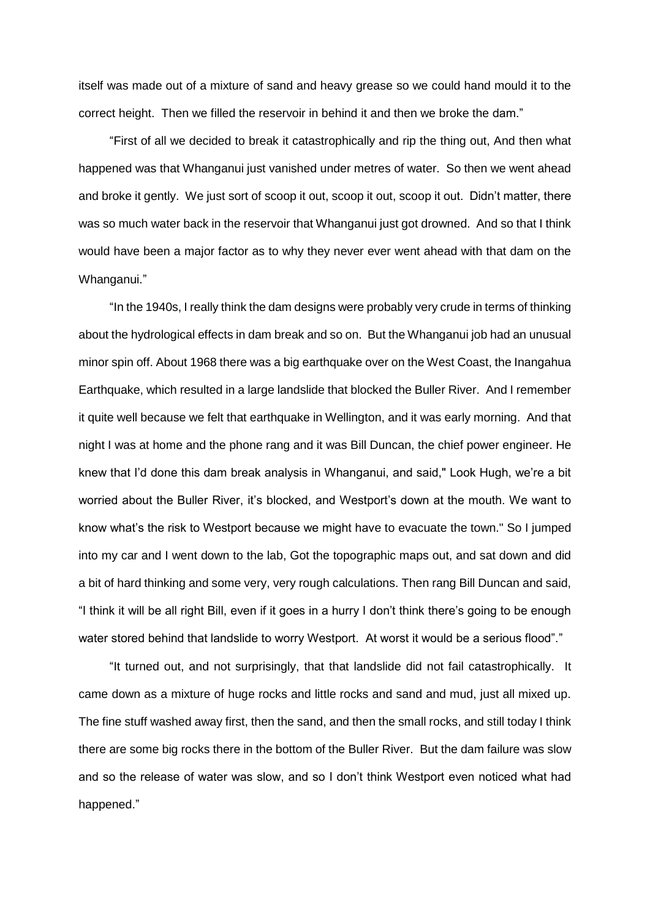itself was made out of a mixture of sand and heavy grease so we could hand mould it to the correct height. Then we filled the reservoir in behind it and then we broke the dam."

"First of all we decided to break it catastrophically and rip the thing out, And then what happened was that Whanganui just vanished under metres of water. So then we went ahead and broke it gently. We just sort of scoop it out, scoop it out, scoop it out. Didn't matter, there was so much water back in the reservoir that Whanganui just got drowned. And so that I think would have been a major factor as to why they never ever went ahead with that dam on the Whanganui."

"In the 1940s, I really think the dam designs were probably very crude in terms of thinking about the hydrological effects in dam break and so on. But the Whanganui job had an unusual minor spin off. About 1968 there was a big earthquake over on the West Coast, the Inangahua Earthquake, which resulted in a large landslide that blocked the Buller River. And I remember it quite well because we felt that earthquake in Wellington, and it was early morning. And that night I was at home and the phone rang and it was Bill Duncan, the chief power engineer. He knew that I'd done this dam break analysis in Whanganui, and said," Look Hugh, we're a bit worried about the Buller River, it's blocked, and Westport's down at the mouth. We want to know what's the risk to Westport because we might have to evacuate the town." So I jumped into my car and I went down to the lab, Got the topographic maps out, and sat down and did a bit of hard thinking and some very, very rough calculations. Then rang Bill Duncan and said, "I think it will be all right Bill, even if it goes in a hurry I don't think there's going to be enough water stored behind that landslide to worry Westport. At worst it would be a serious flood"."

"It turned out, and not surprisingly, that that landslide did not fail catastrophically. It came down as a mixture of huge rocks and little rocks and sand and mud, just all mixed up. The fine stuff washed away first, then the sand, and then the small rocks, and still today I think there are some big rocks there in the bottom of the Buller River. But the dam failure was slow and so the release of water was slow, and so I don't think Westport even noticed what had happened."